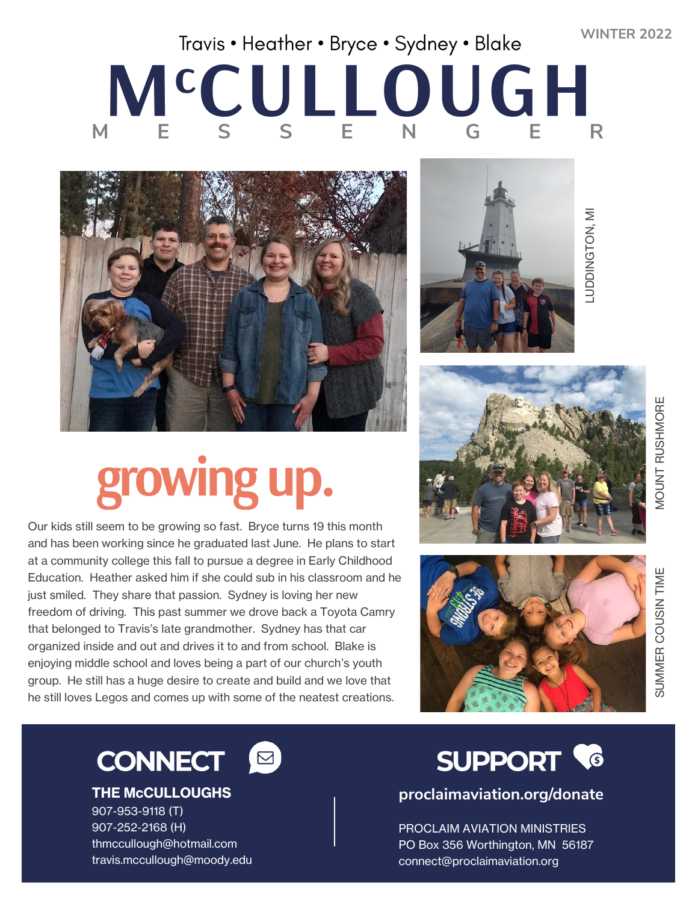WINTER 2022

Travis • Heather • Bryce • Sydney • Blake

# McCULLOUGH MESSENGER

LUDDINGTON, MI

MOUNT RUSHMORE

SUMMER COUSIN TIME

## growing up.

Our kids still seem to be growing so fast. Bryce turns 19 this month and has been working since he graduated last June. He plans to start at a community college this fall to pursue a degree in Early Childhood Education. Heather asked him if she could sub in his classroom and he just smiled. They share that passion. Sydney is loving her new freedom of driving. This past summer we drove back a Toyota Camry that belonged to Travis's late grandmother. Sydney has that car organized inside and out and drives it to and from school. Blake is enjoying middle school and loves being a part of our church's youth group. He still has a huge desire to create and build and we love that he still loves Legos and comes up with some of the neatest creations.

## CONNECT

**THE McCULLOUGHS**
907-953-9118 (T)
907-252-2168 (H)
thmccullough@hotmail.com
travis.mccullough@moody.edu

## SUPPORT

**proclaimaviation.org/donate**

PROCLAIM AVIATION MINISTRIES
PO Box 356 Worthington, MN 56187
connect@proclaimaviation.org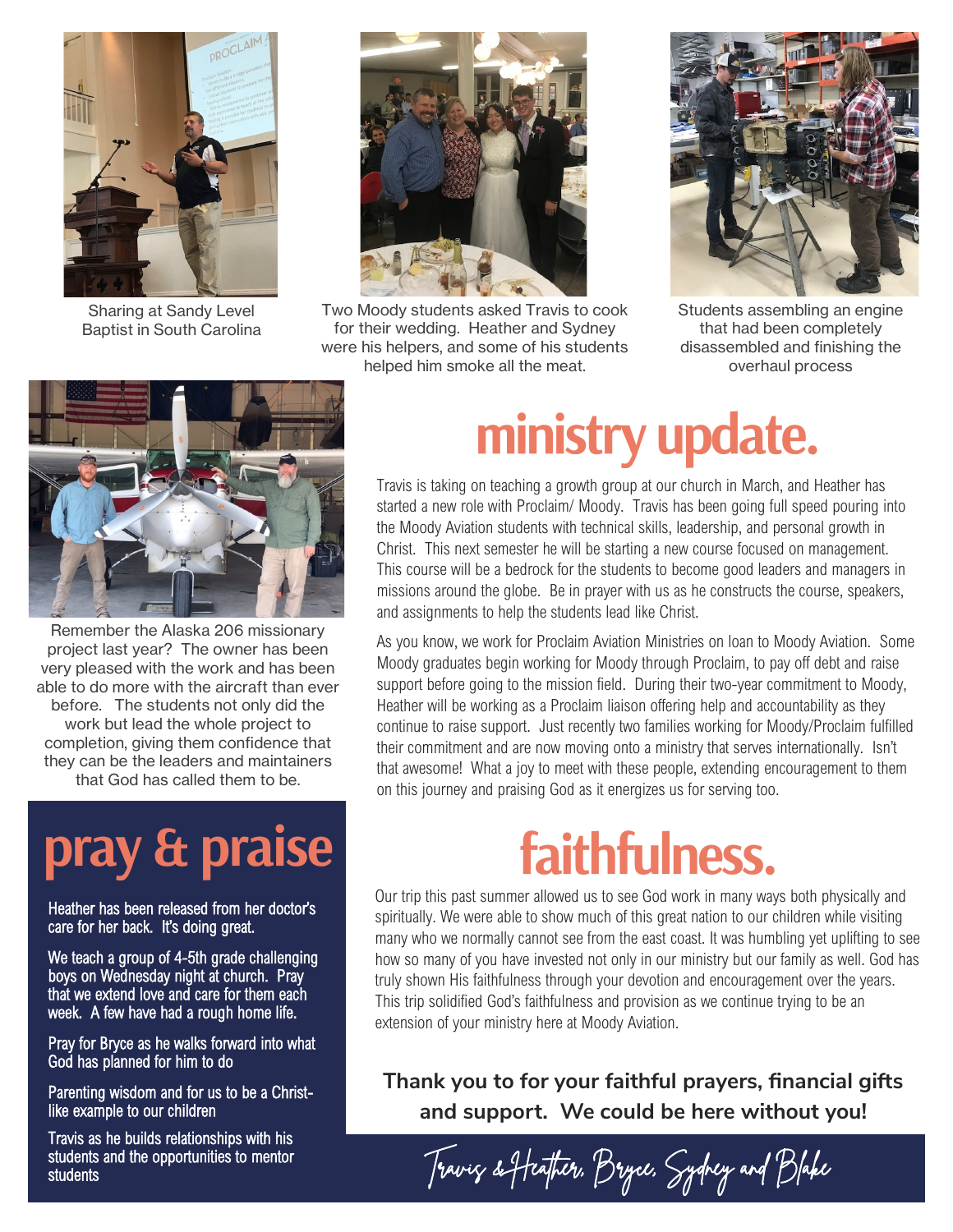Sharing at Sandy Level Baptist in South Carolina

Two Moody students asked Travis to cook for their wedding. Heather and Sydney were his helpers, and some of his students helped him smoke all the meat.

Students assembling an engine that had been completely disassembled and finishing the overhaul process

Remember the Alaska 206 missionary project last year? The owner has been very pleased with the work and has been able to do more with the aircraft than ever before. The students not only did the work but lead the whole project to completion, giving them confidence that they can be the leaders and maintainers that God has called them to be.

# ministry update.

Travis is taking on teaching a growth group at our church in March, and Heather has started a new role with Proclaim/ Moody. Travis has been going full speed pouring into the Moody Aviation students with technical skills, leadership, and personal growth in Christ. This next semester he will be starting a new course focused on management. This course will be a bedrock for the students to become good leaders and managers in missions around the globe. Be in prayer with us as he constructs the course, speakers, and assignments to help the students lead like Christ.

As you know, we work for Proclaim Aviation Ministries on loan to Moody Aviation. Some Moody graduates begin working for Moody through Proclaim, to pay off debt and raise support before going to the mission field. During their two-year commitment to Moody, Heather will be working as a Proclaim liaison offering help and accountability as they continue to raise support. Just recently two families working for Moody/Proclaim fulfilled their commitment and are now moving onto a ministry that serves internationally. Isn't that awesome! What a joy to meet with these people, extending encouragement to them on this journey and praising God as it energizes us for serving too.

# pray & praise

Heather has been released from her doctor's care for her back. It's doing great.

We teach a group of 4-5th grade challenging boys on Wednesday night at church. Pray that we extend love and care for them each week. A few have had a rough home life.

Pray for Bryce as he walks forward into what God has planned for him to do

Parenting wisdom and for us to be a Christ-like example to our children

Travis as he builds relationships with his students and the opportunities to mentor students

# faithfulness.

Our trip this past summer allowed us to see God work in many ways both physically and spiritually. We were able to show much of this great nation to our children while visiting many who we normally cannot see from the east coast. It was humbling yet uplifting to see how so many of you have invested not only in our ministry but our family as well. God has truly shown His faithfulness through your devotion and encouragement over the years. This trip solidified God's faithfulness and provision as we continue trying to be an extension of your ministry here at Moody Aviation.

**Thank you to for your faithful prayers, financial gifts and support. We could be here without you!**

*Travis & Heather, Bryce, Sydney and Blake*